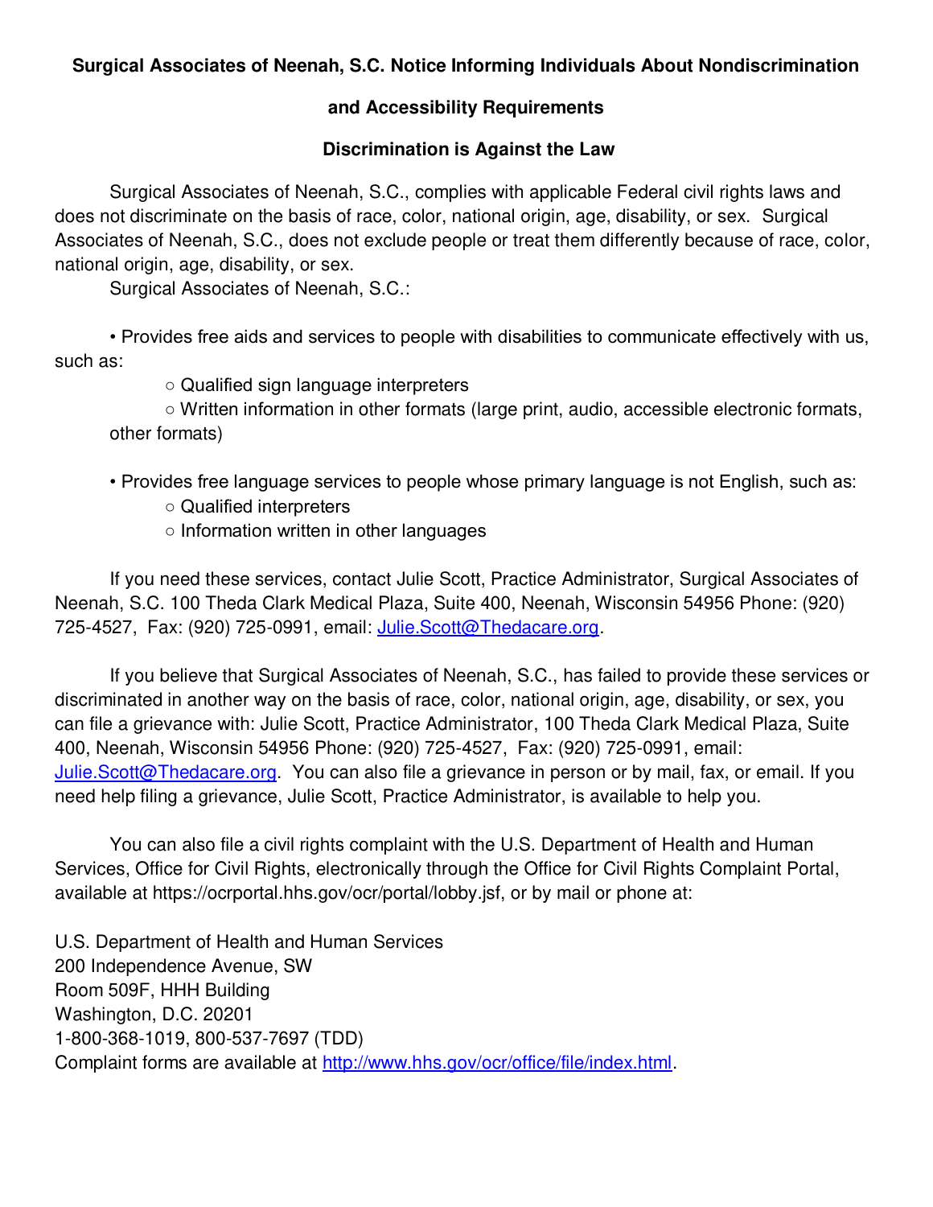# Surgical Associates of Neenah, S.C. Notice Informing Individuals About Nondiscrimination and Accessibility Requirements

## Discrimination is Against the Law

Surgical Associates of Neenah, S.C., complies with applicable Federal civil rights laws and does not discriminate on the basis of race, color, national origin, age, disability, or sex. Surgical Associates of Neenah, S.C., does not exclude people or treat them differently because of race, color, national origin, age, disability, or sex.

Surgical Associates of Neenah, S.C.:

- Provides free aids and services to people with disabilities to communicate effectively with us, such as:
  - Qualified sign language interpreters
  - Written information in other formats (large print, audio, accessible electronic formats, other formats)
- Provides free language services to people whose primary language is not English, such as:
  - Qualified interpreters
  - Information written in other languages

If you need these services, contact Julie Scott, Practice Administrator, Surgical Associates of Neenah, S.C. 100 Theda Clark Medical Plaza, Suite 400, Neenah, Wisconsin 54956 Phone: (920) 725-4527, Fax: (920) 725-0991, email: Julie.Scott@Thedacare.org.

If you believe that Surgical Associates of Neenah, S.C., has failed to provide these services or discriminated in another way on the basis of race, color, national origin, age, disability, or sex, you can file a grievance with: Julie Scott, Practice Administrator, 100 Theda Clark Medical Plaza, Suite 400, Neenah, Wisconsin 54956 Phone: (920) 725-4527, Fax: (920) 725-0991, email: Julie.Scott@Thedacare.org. You can also file a grievance in person or by mail, fax, or email. If you need help filing a grievance, Julie Scott, Practice Administrator, is available to help you.

You can also file a civil rights complaint with the U.S. Department of Health and Human Services, Office for Civil Rights, electronically through the Office for Civil Rights Complaint Portal, available at https://ocrportal.hhs.gov/ocr/portal/lobby.jsf, or by mail or phone at:

U.S. Department of Health and Human Services  
200 Independence Avenue, SW  
Room 509F, HHH Building  
Washington, D.C. 20201  
1-800-368-1019, 800-537-7697 (TDD)  
Complaint forms are available at http://www.hhs.gov/ocr/office/file/index.html.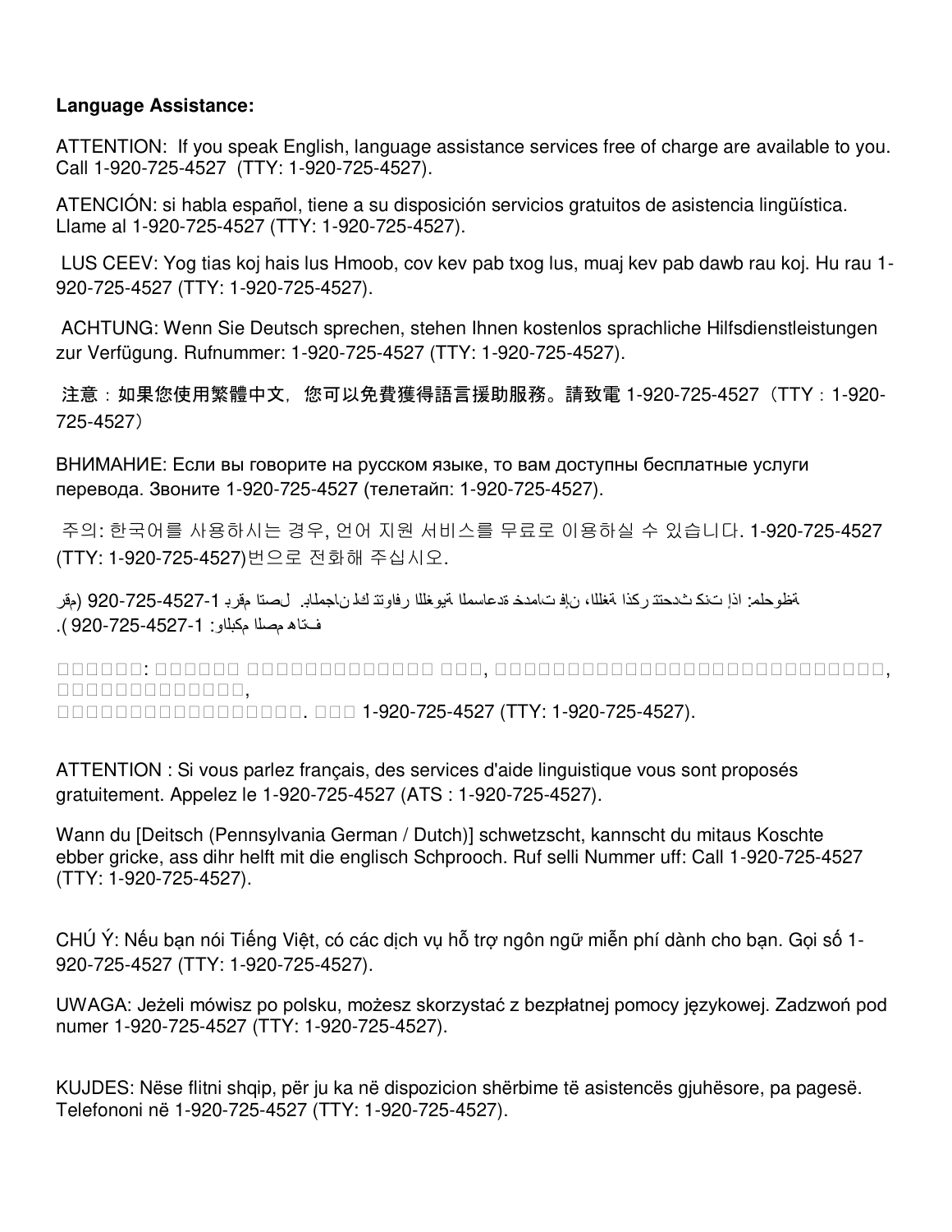**Language Assistance:**

ATTENTION: If you speak English, language assistance services free of charge are available to you. Call 1-920-725-4527 (TTY: 1-920-725-4527).

ATENCIÓN: si habla español, tiene a su disposición servicios gratuitos de asistencia lingüística. Llame al 1-920-725-4527 (TTY: 1-920-725-4527).

LUS CEEV: Yog tias koj hais lus Hmoob, cov kev pab txog lus, muaj kev pab dawb rau koj. Hu rau 1-920-725-4527 (TTY: 1-920-725-4527).

ACHTUNG: Wenn Sie Deutsch sprechen, stehen Ihnen kostenlos sprachliche Hilfsdienstleistungen zur Verfügung. Rufnummer: 1-920-725-4527 (TTY: 1-920-725-4527).

注意：如果您使用繁體中文，您可以免費獲得語言援助服務。請致電 1-920-725-4527（TTY：1-920-725-4527）

ВНИМАНИЕ: Если вы говорите на русском языке, то вам доступны бесплатные услуги перевода. Звоните 1-920-725-4527 (телетайп: 1-920-725-4527).

주의: 한국어를 사용하시는 경우, 언어 지원 서비스를 무료로 이용하실 수 있습니다. 1-920-725-4527 (TTY: 1-920-725-4527)번으로 전화해 주십시오.

ملحوظة: إذا كنت تتحدث اذكر اللغة، فإن خدمات المساعدة اللغوية تتوافر لك بالمجان. اتصل برقم 1-920-725-4527 (رقم هاتف الصم والبكم: 1-920-725-4527).

□□□□□□: □□□□□□ □□□□□□□□□□□□□ □□□, □□□□□□□□□□□□□□□□□□□□□□□□□□□□□□, □□□□□□□□□□□□□□, □□□□□□□□□□□□□□□□□□. □□□ 1-920-725-4527 (TTY: 1-920-725-4527).

ATTENTION : Si vous parlez français, des services d'aide linguistique vous sont proposés gratuitement. Appelez le 1-920-725-4527 (ATS : 1-920-725-4527).

Wann du [Deitsch (Pennsylvania German / Dutch)] schwetzscht, kannscht du mitaus Koschte ebber gricke, ass dihr helft mit die englisch Schprooch. Ruf selli Nummer uff: Call 1-920-725-4527 (TTY: 1-920-725-4527).

CHÚ Ý: Nếu bạn nói Tiếng Việt, có các dịch vụ hỗ trợ ngôn ngữ miễn phí dành cho bạn. Gọi số 1-920-725-4527 (TTY: 1-920-725-4527).

UWAGA: Jeżeli mówisz po polsku, możesz skorzystać z bezpłatnej pomocy językowej. Zadzwoń pod numer 1-920-725-4527 (TTY: 1-920-725-4527).

KUJDES: Nëse flitni shqip, për ju ka në dispozicion shërbime të asistencës gjuhësore, pa pagesë. Telefononi në 1-920-725-4527 (TTY: 1-920-725-4527).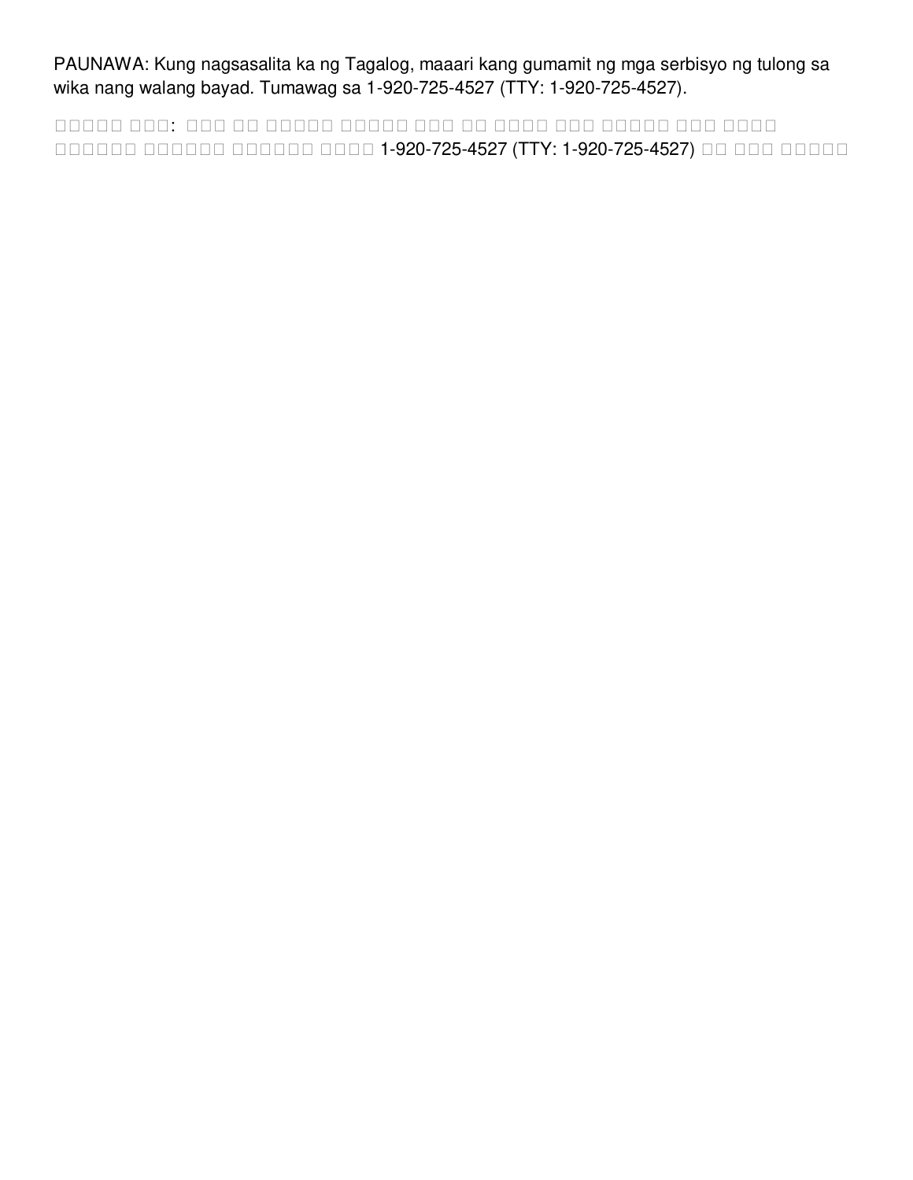PAUNAWA: Kung nagsasalita ka ng Tagalog, maaari kang gumamit ng mga serbisyo ng tulong sa wika nang walang bayad. Tumawag sa 1-920-725-4527 (TTY: 1-920-725-4527).

□□□□□ □□□: □□□ □□ □□□□□□ □□□□□ □□□ □□ □□□□ □□□ □□□□□ □□□ □□□□ □□□□□□ □□□□□□ □□□□□□ □□□□ 1-920-725-4527 (TTY: 1-920-725-4527) □□ □□□ □□□□□